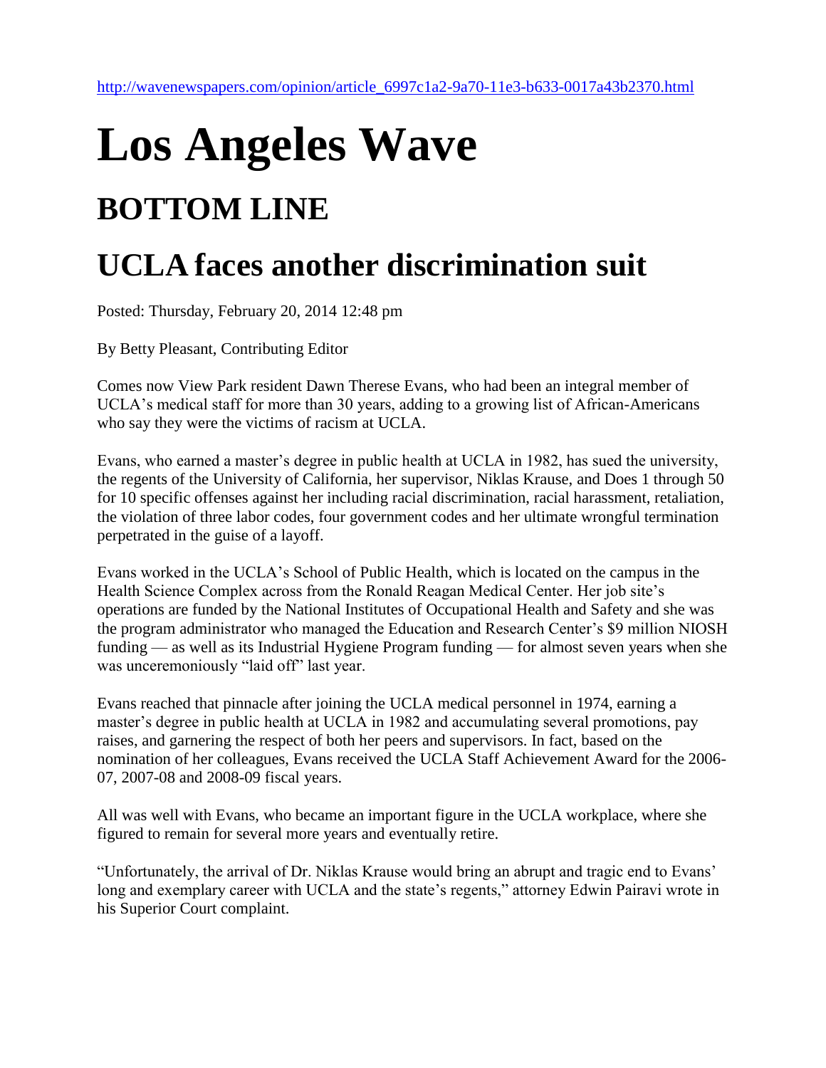http://wavenewspapers.com/opinion/article_6997c1a2-9a70-11e3-b633-0017a43b2370.html

# Los Angeles Wave

## BOTTOM LINE

## UCLA faces another discrimination suit

Posted: Thursday, February 20, 2014 12:48 pm

By Betty Pleasant, Contributing Editor

Comes now View Park resident Dawn Therese Evans, who had been an integral member of UCLA's medical staff for more than 30 years, adding to a growing list of African-Americans who say they were the victims of racism at UCLA.

Evans, who earned a master's degree in public health at UCLA in 1982, has sued the university, the regents of the University of California, her supervisor, Niklas Krause, and Does 1 through 50 for 10 specific offenses against her including racial discrimination, racial harassment, retaliation, the violation of three labor codes, four government codes and her ultimate wrongful termination perpetrated in the guise of a layoff.

Evans worked in the UCLA's School of Public Health, which is located on the campus in the Health Science Complex across from the Ronald Reagan Medical Center. Her job site's operations are funded by the National Institutes of Occupational Health and Safety and she was the program administrator who managed the Education and Research Center's $9 million NIOSH funding — as well as its Industrial Hygiene Program funding — for almost seven years when she was unceremoniously "laid off" last year.

Evans reached that pinnacle after joining the UCLA medical personnel in 1974, earning a master's degree in public health at UCLA in 1982 and accumulating several promotions, pay raises, and garnering the respect of both her peers and supervisors. In fact, based on the nomination of her colleagues, Evans received the UCLA Staff Achievement Award for the 2006-07, 2007-08 and 2008-09 fiscal years.

All was well with Evans, who became an important figure in the UCLA workplace, where she figured to remain for several more years and eventually retire.

"Unfortunately, the arrival of Dr. Niklas Krause would bring an abrupt and tragic end to Evans' long and exemplary career with UCLA and the state's regents," attorney Edwin Pairavi wrote in his Superior Court complaint.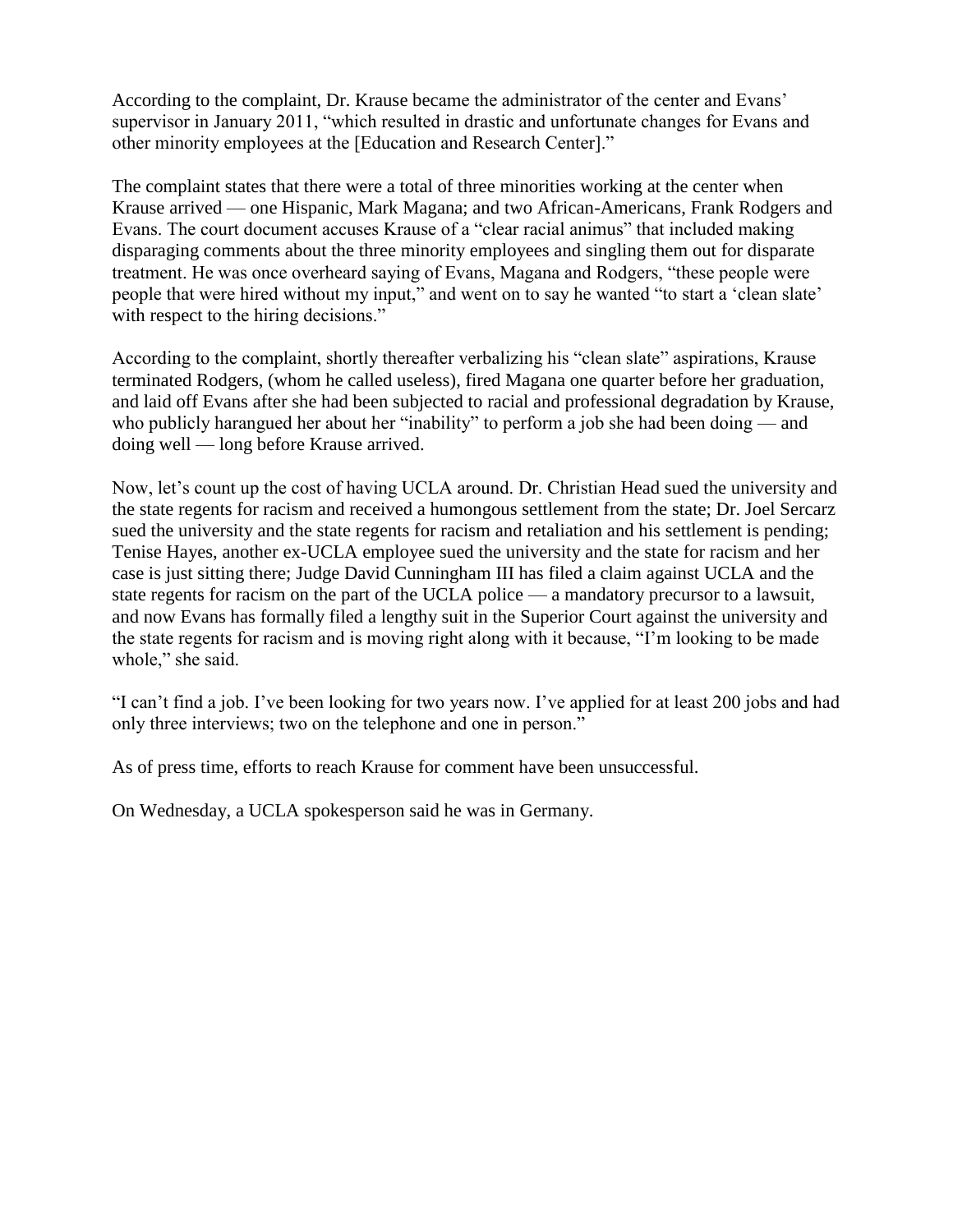According to the complaint, Dr. Krause became the administrator of the center and Evans' supervisor in January 2011, "which resulted in drastic and unfortunate changes for Evans and other minority employees at the [Education and Research Center]."

The complaint states that there were a total of three minorities working at the center when Krause arrived — one Hispanic, Mark Magana; and two African-Americans, Frank Rodgers and Evans. The court document accuses Krause of a "clear racial animus" that included making disparaging comments about the three minority employees and singling them out for disparate treatment. He was once overheard saying of Evans, Magana and Rodgers, "these people were people that were hired without my input," and went on to say he wanted "to start a 'clean slate' with respect to the hiring decisions."

According to the complaint, shortly thereafter verbalizing his "clean slate" aspirations, Krause terminated Rodgers, (whom he called useless), fired Magana one quarter before her graduation, and laid off Evans after she had been subjected to racial and professional degradation by Krause, who publicly harangued her about her "inability" to perform a job she had been doing — and doing well — long before Krause arrived.

Now, let's count up the cost of having UCLA around. Dr. Christian Head sued the university and the state regents for racism and received a humongous settlement from the state; Dr. Joel Sercarz sued the university and the state regents for racism and retaliation and his settlement is pending; Tenise Hayes, another ex-UCLA employee sued the university and the state for racism and her case is just sitting there; Judge David Cunningham III has filed a claim against UCLA and the state regents for racism on the part of the UCLA police — a mandatory precursor to a lawsuit, and now Evans has formally filed a lengthy suit in the Superior Court against the university and the state regents for racism and is moving right along with it because, "I'm looking to be made whole," she said.

"I can't find a job. I've been looking for two years now. I've applied for at least 200 jobs and had only three interviews; two on the telephone and one in person."

As of press time, efforts to reach Krause for comment have been unsuccessful.

On Wednesday, a UCLA spokesperson said he was in Germany.